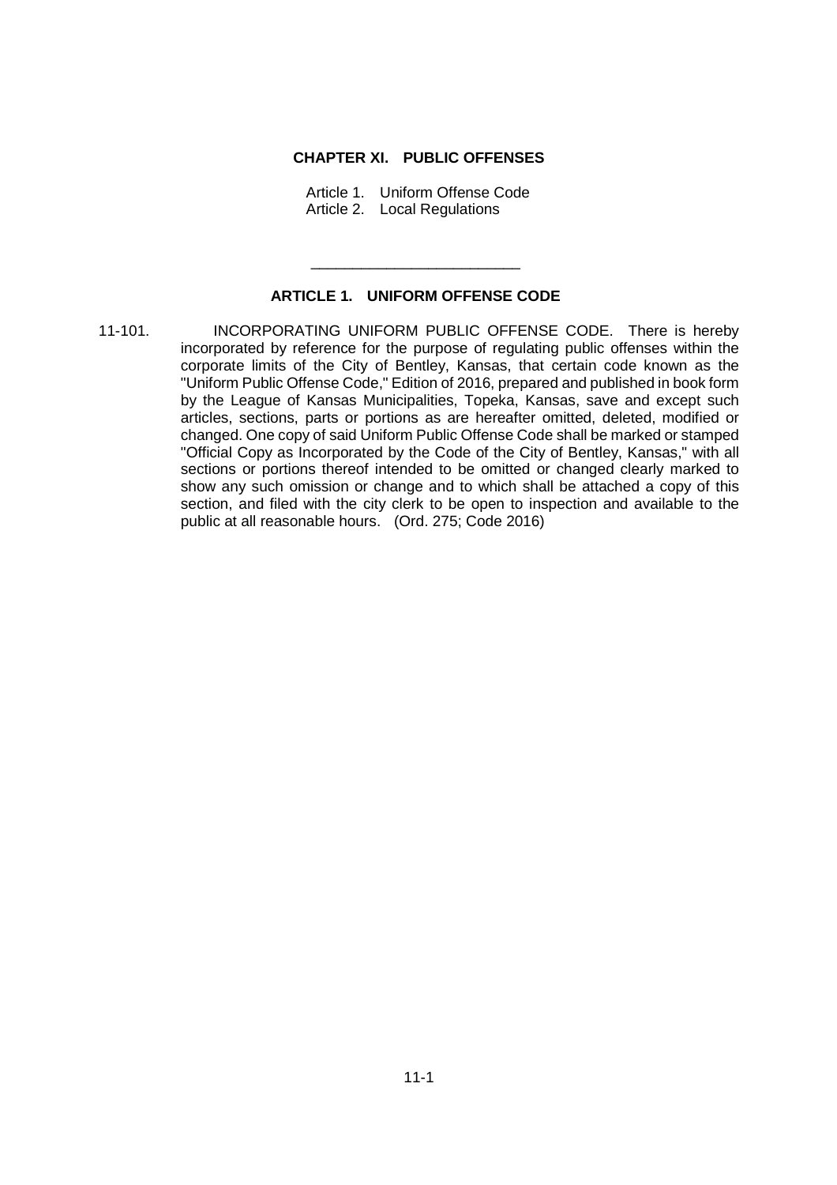# CHAPTER XI. PUBLIC OFFENSES

Article 1. Uniform Offense Code
Article 2. Local Regulations

\_\_\_\_\_\_\_\_\_\_\_\_\_\_\_\_\_\_\_\_\_\_\_\_\_

## ARTICLE 1. UNIFORM OFFENSE CODE

11-101. INCORPORATING UNIFORM PUBLIC OFFENSE CODE. There is hereby incorporated by reference for the purpose of regulating public offenses within the corporate limits of the City of Bentley, Kansas, that certain code known as the "Uniform Public Offense Code," Edition of 2016, prepared and published in book form by the League of Kansas Municipalities, Topeka, Kansas, save and except such articles, sections, parts or portions as are hereafter omitted, deleted, modified or changed. One copy of said Uniform Public Offense Code shall be marked or stamped "Official Copy as Incorporated by the Code of the City of Bentley, Kansas," with all sections or portions thereof intended to be omitted or changed clearly marked to show any such omission or change and to which shall be attached a copy of this section, and filed with the city clerk to be open to inspection and available to the public at all reasonable hours. (Ord. 275; Code 2016)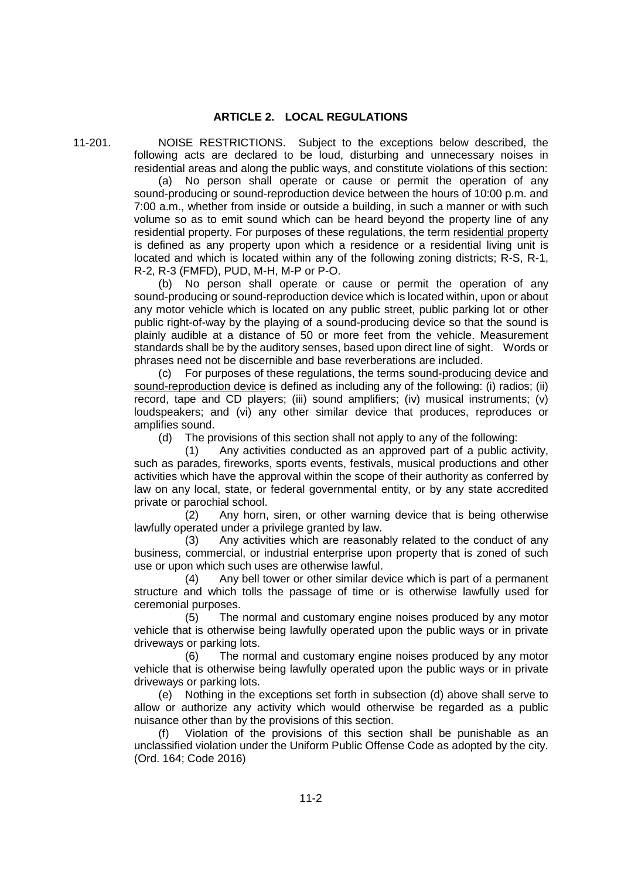## ARTICLE 2. LOCAL REGULATIONS

11-201. NOISE RESTRICTIONS. Subject to the exceptions below described, the following acts are declared to be loud, disturbing and unnecessary noises in residential areas and along the public ways, and constitute violations of this section:

(a) No person shall operate or cause or permit the operation of any sound-producing or sound-reproduction device between the hours of 10:00 p.m. and 7:00 a.m., whether from inside or outside a building, in such a manner or with such volume so as to emit sound which can be heard beyond the property line of any residential property. For purposes of these regulations, the term <u>residential property</u> is defined as any property upon which a residence or a residential living unit is located and which is located within any of the following zoning districts; R-S, R-1, R-2, R-3 (FMFD), PUD, M-H, M-P or P-O.

(b) No person shall operate or cause or permit the operation of any sound-producing or sound-reproduction device which is located within, upon or about any motor vehicle which is located on any public street, public parking lot or other public right-of-way by the playing of a sound-producing device so that the sound is plainly audible at a distance of 50 or more feet from the vehicle. Measurement standards shall be by the auditory senses, based upon direct line of sight. Words or phrases need not be discernible and base reverberations are included.

(c) For purposes of these regulations, the terms <u>sound-producing device</u> and <u>sound-reproduction device</u> is defined as including any of the following: (i) radios; (ii) record, tape and CD players; (iii) sound amplifiers; (iv) musical instruments; (v) loudspeakers; and (vi) any other similar device that produces, reproduces or amplifies sound.

(d) The provisions of this section shall not apply to any of the following:

(1) Any activities conducted as an approved part of a public activity, such as parades, fireworks, sports events, festivals, musical productions and other activities which have the approval within the scope of their authority as conferred by law on any local, state, or federal governmental entity, or by any state accredited private or parochial school.

(2) Any horn, siren, or other warning device that is being otherwise lawfully operated under a privilege granted by law.

(3) Any activities which are reasonably related to the conduct of any business, commercial, or industrial enterprise upon property that is zoned of such use or upon which such uses are otherwise lawful.

(4) Any bell tower or other similar device which is part of a permanent structure and which tolls the passage of time or is otherwise lawfully used for ceremonial purposes.

(5) The normal and customary engine noises produced by any motor vehicle that is otherwise being lawfully operated upon the public ways or in private driveways or parking lots.

(6) The normal and customary engine noises produced by any motor vehicle that is otherwise being lawfully operated upon the public ways or in private driveways or parking lots.

(e) Nothing in the exceptions set forth in subsection (d) above shall serve to allow or authorize any activity which would otherwise be regarded as a public nuisance other than by the provisions of this section.

(f) Violation of the provisions of this section shall be punishable as an unclassified violation under the Uniform Public Offense Code as adopted by the city. (Ord. 164; Code 2016)